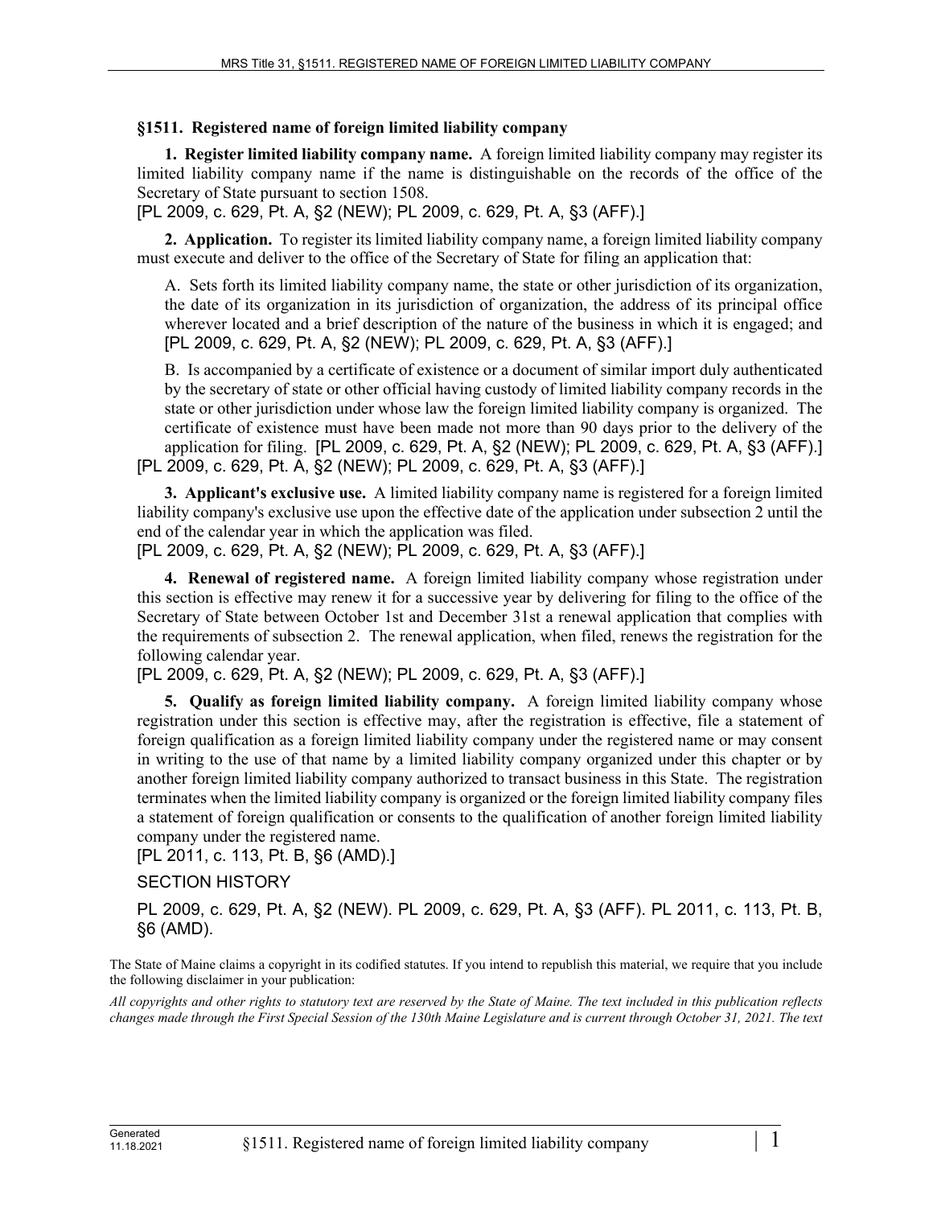### §1511. Registered name of foreign limited liability company

**1. Register limited liability company name.** A foreign limited liability company may register its limited liability company name if the name is distinguishable on the records of the office of the Secretary of State pursuant to section 1508.

[PL 2009, c. 629, Pt. A, §2 (NEW); PL 2009, c. 629, Pt. A, §3 (AFF).]

**2. Application.** To register its limited liability company name, a foreign limited liability company must execute and deliver to the office of the Secretary of State for filing an application that:

A. Sets forth its limited liability company name, the state or other jurisdiction of its organization, the date of its organization in its jurisdiction of organization, the address of its principal office wherever located and a brief description of the nature of the business in which it is engaged; and [PL 2009, c. 629, Pt. A, §2 (NEW); PL 2009, c. 629, Pt. A, §3 (AFF).]

B. Is accompanied by a certificate of existence or a document of similar import duly authenticated by the secretary of state or other official having custody of limited liability company records in the state or other jurisdiction under whose law the foreign limited liability company is organized. The certificate of existence must have been made not more than 90 days prior to the delivery of the application for filing. [PL 2009, c. 629, Pt. A, §2 (NEW); PL 2009, c. 629, Pt. A, §3 (AFF).]

[PL 2009, c. 629, Pt. A, §2 (NEW); PL 2009, c. 629, Pt. A, §3 (AFF).]

**3. Applicant's exclusive use.** A limited liability company name is registered for a foreign limited liability company's exclusive use upon the effective date of the application under subsection 2 until the end of the calendar year in which the application was filed.

[PL 2009, c. 629, Pt. A, §2 (NEW); PL 2009, c. 629, Pt. A, §3 (AFF).]

**4. Renewal of registered name.** A foreign limited liability company whose registration under this section is effective may renew it for a successive year by delivering for filing to the office of the Secretary of State between October 1st and December 31st a renewal application that complies with the requirements of subsection 2. The renewal application, when filed, renews the registration for the following calendar year.

[PL 2009, c. 629, Pt. A, §2 (NEW); PL 2009, c. 629, Pt. A, §3 (AFF).]

**5. Qualify as foreign limited liability company.** A foreign limited liability company whose registration under this section is effective may, after the registration is effective, file a statement of foreign qualification as a foreign limited liability company under the registered name or may consent in writing to the use of that name by a limited liability company organized under this chapter or by another foreign limited liability company authorized to transact business in this State. The registration terminates when the limited liability company is organized or the foreign limited liability company files a statement of foreign qualification or consents to the qualification of another foreign limited liability company under the registered name.

[PL 2011, c. 113, Pt. B, §6 (AMD).]

SECTION HISTORY

PL 2009, c. 629, Pt. A, §2 (NEW). PL 2009, c. 629, Pt. A, §3 (AFF). PL 2011, c. 113, Pt. B, §6 (AMD).

The State of Maine claims a copyright in its codified statutes. If you intend to republish this material, we require that you include the following disclaimer in your publication:

*All copyrights and other rights to statutory text are reserved by the State of Maine. The text included in this publication reflects changes made through the First Special Session of the 130th Maine Legislature and is current through October 31, 2021. The text*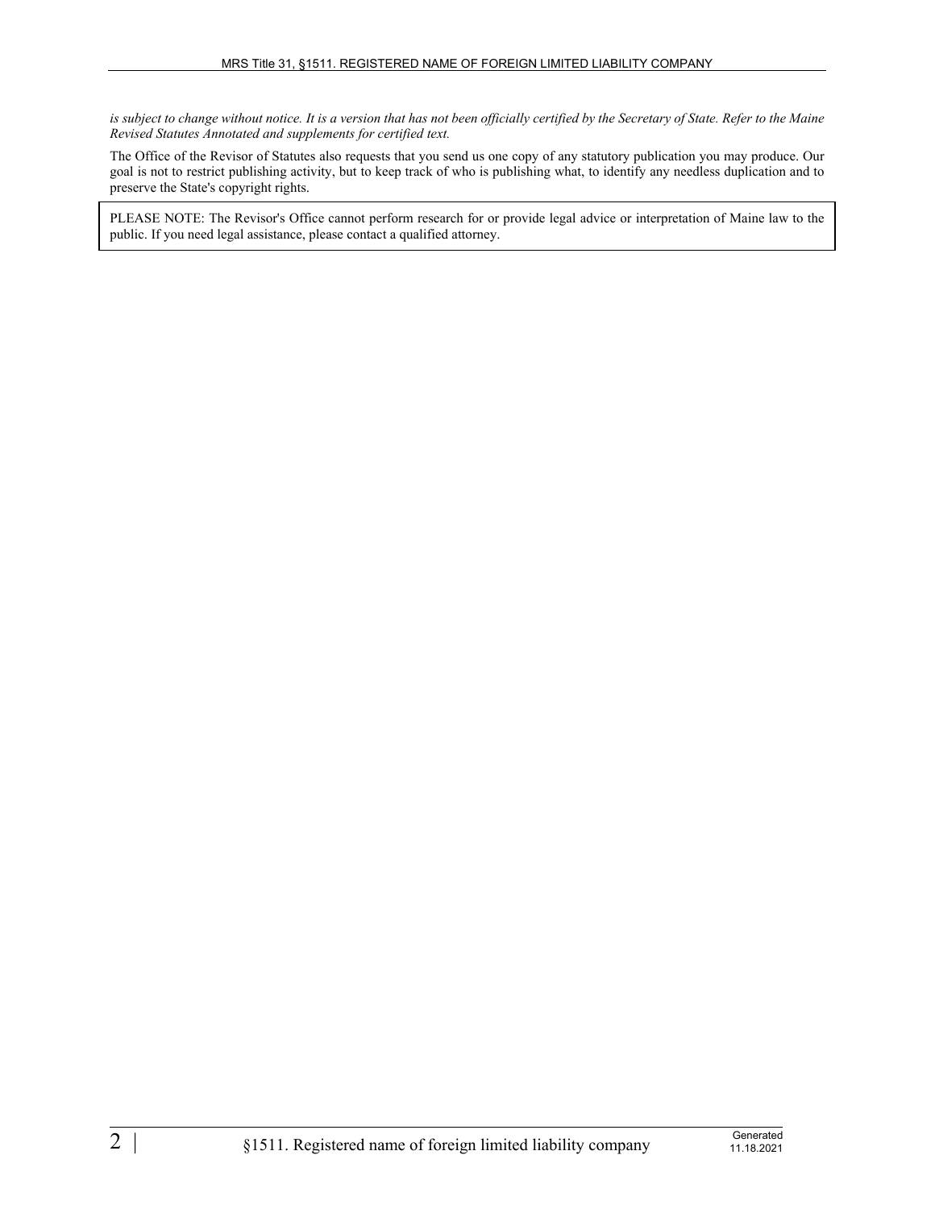*is subject to change without notice. It is a version that has not been officially certified by the Secretary of State. Refer to the Maine Revised Statutes Annotated and supplements for certified text.*

The Office of the Revisor of Statutes also requests that you send us one copy of any statutory publication you may produce. Our goal is not to restrict publishing activity, but to keep track of who is publishing what, to identify any needless duplication and to preserve the State's copyright rights.

PLEASE NOTE: The Revisor's Office cannot perform research for or provide legal advice or interpretation of Maine law to the public. If you need legal assistance, please contact a qualified attorney.